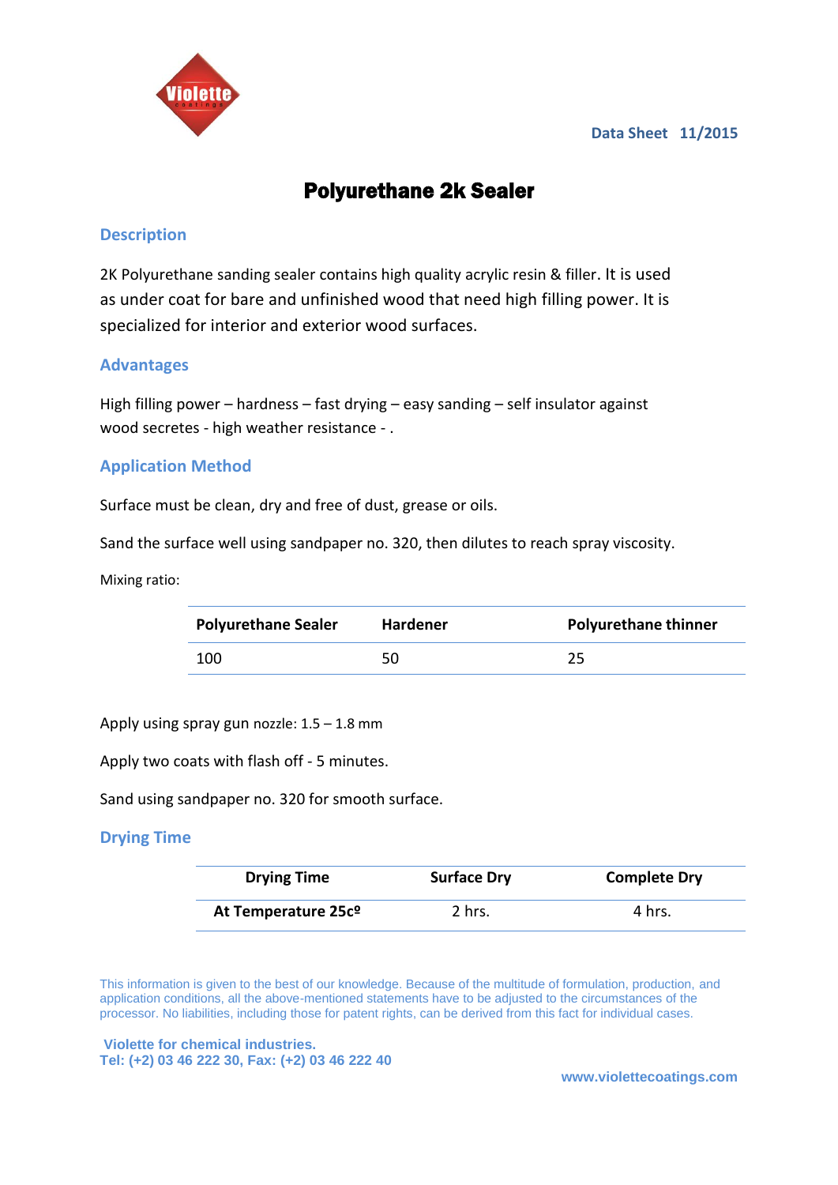Data Sheet 11/2015

# Polyurethane 2k Sealer

## Description

2K Polyurethane sanding sealer contains high quality acrylic resin & filler. It is used as under coat for bare and unfinished wood that need high filling power. It is specialized for interior and exterior wood surfaces.

## Advantages

High filling power – hardness – fast drying – easy sanding – self insulator against wood secretes - high weather resistance - .

## Application Method

Surface must be clean, dry and free of dust, grease or oils.

Sand the surface well using sandpaper no. 320, then dilutes to reach spray viscosity.

Mixing ratio:

| Polyurethane Sealer | Hardener | Polyurethane thinner |
|---|---|---|
| 100 | 50 | 25 |

Apply using spray gun nozzle: 1.5 – 1.8 mm

Apply two coats with flash off - 5 minutes.

Sand using sandpaper no. 320 for smooth surface.

## Drying Time

| Drying Time | Surface Dry | Complete Dry |
|---|---|---|
| **At Temperature 25cº** | 2 hrs. | 4 hrs. |

This information is given to the best of our knowledge. Because of the multitude of formulation, production, and application conditions, all the above-mentioned statements have to be adjusted to the circumstances of the processor. No liabilities, including those for patent rights, can be derived from this fact for individual cases.

**Violette for chemical industries.**
**Tel: (+2) 03 46 222 30, Fax: (+2) 03 46 222 40**

**www.violettecoatings.com**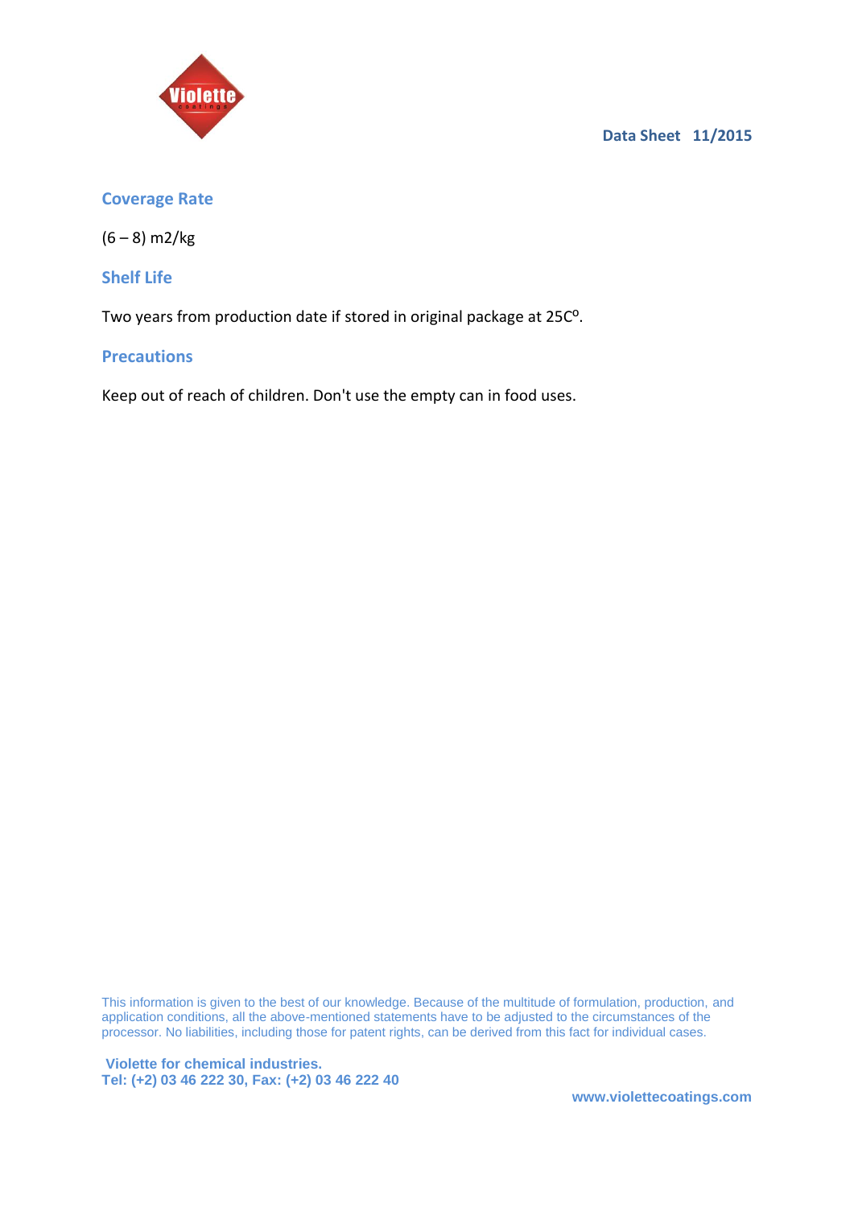## Coverage Rate

(6 – 8) m2/kg

## Shelf Life

Two years from production date if stored in original package at 25C$^{o}$.

## Precautions

Keep out of reach of children. Don't use the empty can in food uses.

This information is given to the best of our knowledge. Because of the multitude of formulation, production, and application conditions, all the above-mentioned statements have to be adjusted to the circumstances of the processor. No liabilities, including those for patent rights, can be derived from this fact for individual cases.

**Violette for chemical industries.**
**Tel: (+2) 03 46 222 30, Fax: (+2) 03 46 222 40**

**www.violettecoatings.com**